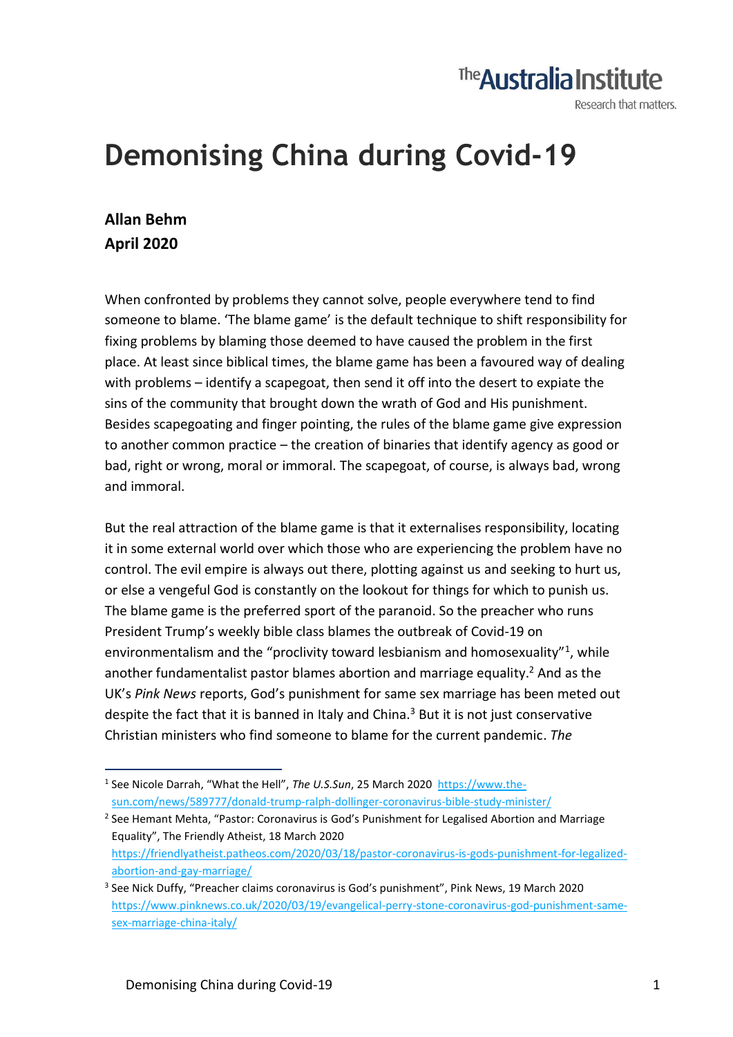The Australia Institute
Research that matters.

# Demonising China during Covid-19

**Allan Behm**
**April 2020**

When confronted by problems they cannot solve, people everywhere tend to find someone to blame. 'The blame game' is the default technique to shift responsibility for fixing problems by blaming those deemed to have caused the problem in the first place. At least since biblical times, the blame game has been a favoured way of dealing with problems – identify a scapegoat, then send it off into the desert to expiate the sins of the community that brought down the wrath of God and His punishment. Besides scapegoating and finger pointing, the rules of the blame game give expression to another common practice – the creation of binaries that identify agency as good or bad, right or wrong, moral or immoral. The scapegoat, of course, is always bad, wrong and immoral.

But the real attraction of the blame game is that it externalises responsibility, locating it in some external world over which those who are experiencing the problem have no control. The evil empire is always out there, plotting against us and seeking to hurt us, or else a vengeful God is constantly on the lookout for things for which to punish us. The blame game is the preferred sport of the paranoid. So the preacher who runs President Trump's weekly bible class blames the outbreak of Covid-19 on environmentalism and the "proclivity toward lesbianism and homosexuality"[1], while another fundamentalist pastor blames abortion and marriage equality.[2] And as the UK's *Pink News* reports, God's punishment for same sex marriage has been meted out despite the fact that it is banned in Italy and China.[3] But it is not just conservative Christian ministers who find someone to blame for the current pandemic. *The*

---

[1] See Nicole Darrah, "What the Hell", *The U.S.Sun*, 25 March 2020 https://www.the-sun.com/news/589777/donald-trump-ralph-dollinger-coronavirus-bible-study-minister/

[2] See Hemant Mehta, "Pastor: Coronavirus is God's Punishment for Legalised Abortion and Marriage Equality", The Friendly Atheist, 18 March 2020 https://friendlyatheist.patheos.com/2020/03/18/pastor-coronavirus-is-gods-punishment-for-legalized-abortion-and-gay-marriage/

[3] See Nick Duffy, "Preacher claims coronavirus is God's punishment", Pink News, 19 March 2020 https://www.pinknews.co.uk/2020/03/19/evangelical-perry-stone-coronavirus-god-punishment-same-sex-marriage-china-italy/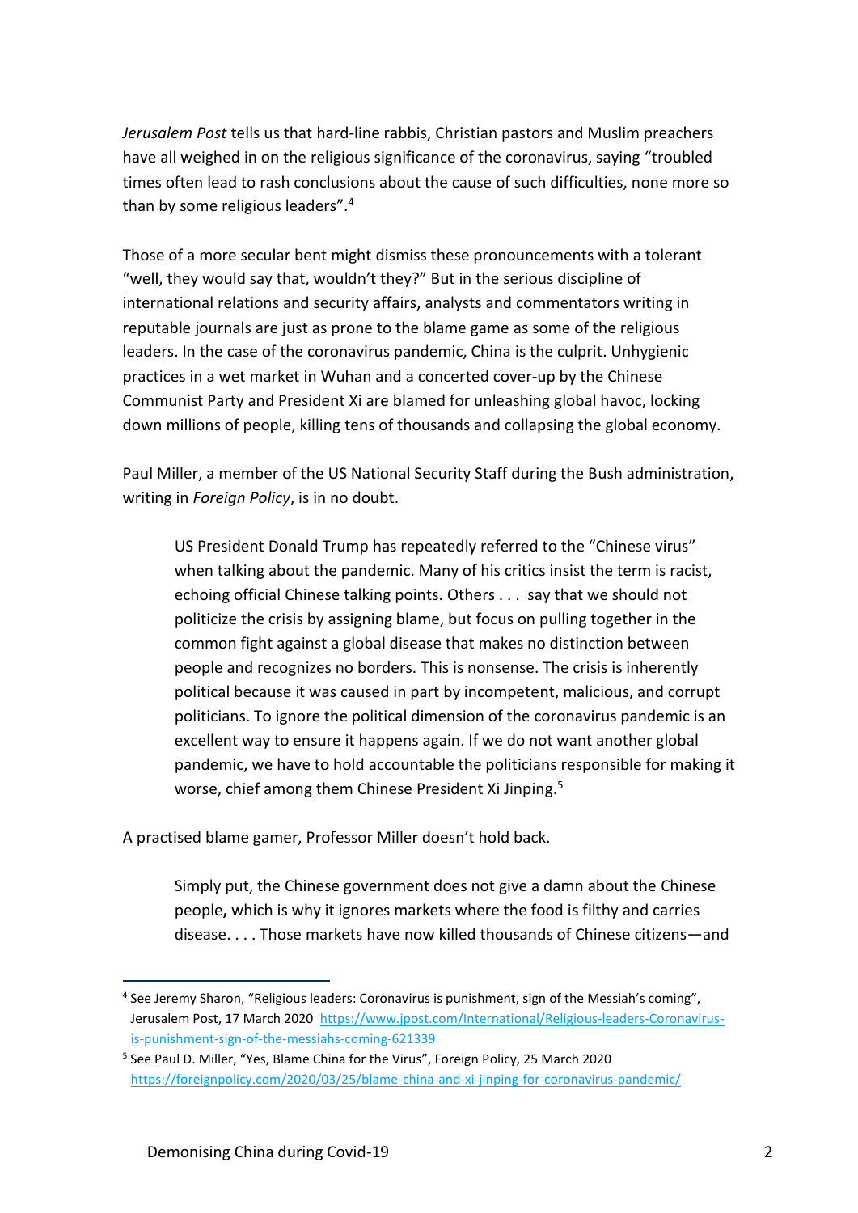*Jerusalem Post* tells us that hard-line rabbis, Christian pastors and Muslim preachers have all weighed in on the religious significance of the coronavirus, saying "troubled times often lead to rash conclusions about the cause of such difficulties, none more so than by some religious leaders".[4]

Those of a more secular bent might dismiss these pronouncements with a tolerant "well, they would say that, wouldn't they?" But in the serious discipline of international relations and security affairs, analysts and commentators writing in reputable journals are just as prone to the blame game as some of the religious leaders. In the case of the coronavirus pandemic, China is the culprit. Unhygienic practices in a wet market in Wuhan and a concerted cover-up by the Chinese Communist Party and President Xi are blamed for unleashing global havoc, locking down millions of people, killing tens of thousands and collapsing the global economy.

Paul Miller, a member of the US National Security Staff during the Bush administration, writing in *Foreign Policy*, is in no doubt.

> US President Donald Trump has repeatedly referred to the "Chinese virus" when talking about the pandemic. Many of his critics insist the term is racist, echoing official Chinese talking points. Others . . . say that we should not politicize the crisis by assigning blame, but focus on pulling together in the common fight against a global disease that makes no distinction between people and recognizes no borders. This is nonsense. The crisis is inherently political because it was caused in part by incompetent, malicious, and corrupt politicians. To ignore the political dimension of the coronavirus pandemic is an excellent way to ensure it happens again. If we do not want another global pandemic, we have to hold accountable the politicians responsible for making it worse, chief among them Chinese President Xi Jinping.[5]

A practised blame gamer, Professor Miller doesn't hold back.

> Simply put, the Chinese government does not give a damn about the Chinese people**,** which is why it ignores markets where the food is filthy and carries disease. . . . Those markets have now killed thousands of Chinese citizens—and

---

[4] See Jeremy Sharon, "Religious leaders: Coronavirus is punishment, sign of the Messiah's coming", Jerusalem Post, 17 March 2020 https://www.jpost.com/International/Religious-leaders-Coronavirus-is-punishment-sign-of-the-messiahs-coming-621339

[5] See Paul D. Miller, "Yes, Blame China for the Virus", Foreign Policy, 25 March 2020 https://foreignpolicy.com/2020/03/25/blame-china-and-xi-jinping-for-coronavirus-pandemic/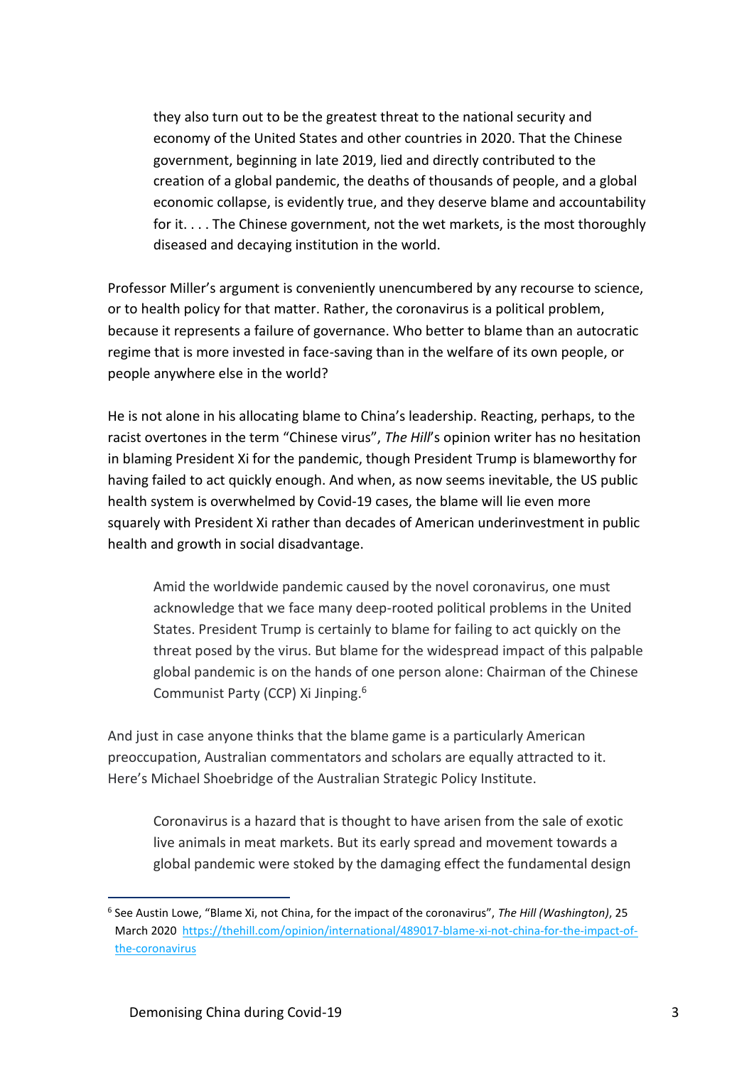> they also turn out to be the greatest threat to the national security and economy of the United States and other countries in 2020. That the Chinese government, beginning in late 2019, lied and directly contributed to the creation of a global pandemic, the deaths of thousands of people, and a global economic collapse, is evidently true, and they deserve blame and accountability for it. . . . The Chinese government, not the wet markets, is the most thoroughly diseased and decaying institution in the world.

Professor Miller's argument is conveniently unencumbered by any recourse to science, or to health policy for that matter. Rather, the coronavirus is a political problem, because it represents a failure of governance. Who better to blame than an autocratic regime that is more invested in face-saving than in the welfare of its own people, or people anywhere else in the world?

He is not alone in his allocating blame to China's leadership. Reacting, perhaps, to the racist overtones in the term "Chinese virus", *The Hill*'s opinion writer has no hesitation in blaming President Xi for the pandemic, though President Trump is blameworthy for having failed to act quickly enough. And when, as now seems inevitable, the US public health system is overwhelmed by Covid-19 cases, the blame will lie even more squarely with President Xi rather than decades of American underinvestment in public health and growth in social disadvantage.

> Amid the worldwide pandemic caused by the novel coronavirus, one must acknowledge that we face many deep-rooted political problems in the United States. President Trump is certainly to blame for failing to act quickly on the threat posed by the virus. But blame for the widespread impact of this palpable global pandemic is on the hands of one person alone: Chairman of the Chinese Communist Party (CCP) Xi Jinping.[6]

And just in case anyone thinks that the blame game is a particularly American preoccupation, Australian commentators and scholars are equally attracted to it. Here's Michael Shoebridge of the Australian Strategic Policy Institute.

> Coronavirus is a hazard that is thought to have arisen from the sale of exotic live animals in meat markets. But its early spread and movement towards a global pandemic were stoked by the damaging effect the fundamental design

[6] See Austin Lowe, "Blame Xi, not China, for the impact of the coronavirus", *The Hill (Washington)*, 25 March 2020 https://thehill.com/opinion/international/489017-blame-xi-not-china-for-the-impact-of-the-coronavirus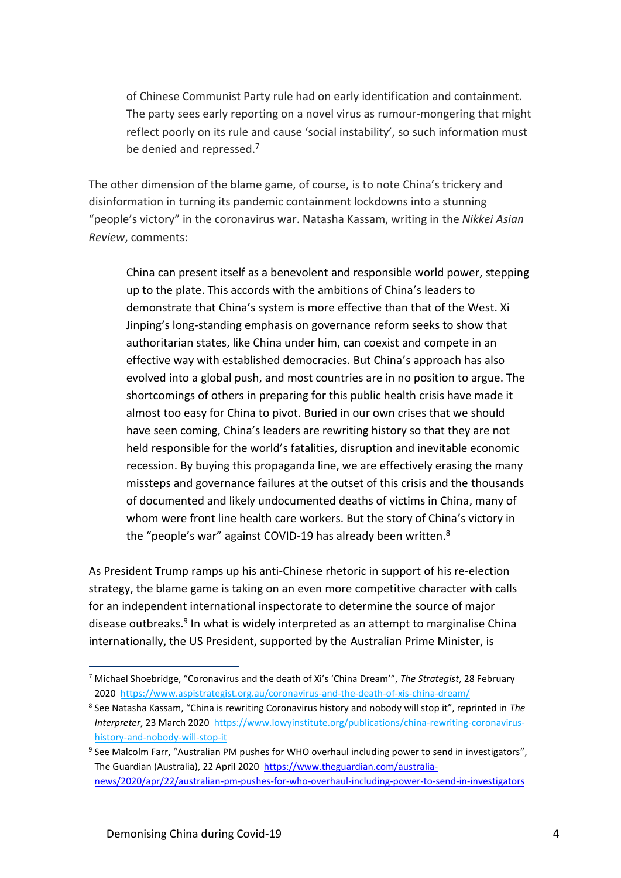> of Chinese Communist Party rule had on early identification and containment. The party sees early reporting on a novel virus as rumour-mongering that might reflect poorly on its rule and cause 'social instability', so such information must be denied and repressed.[7]

The other dimension of the blame game, of course, is to note China's trickery and disinformation in turning its pandemic containment lockdowns into a stunning "people's victory" in the coronavirus war. Natasha Kassam, writing in the *Nikkei Asian Review*, comments:

> China can present itself as a benevolent and responsible world power, stepping up to the plate. This accords with the ambitions of China's leaders to demonstrate that China's system is more effective than that of the West. Xi Jinping's long-standing emphasis on governance reform seeks to show that authoritarian states, like China under him, can coexist and compete in an effective way with established democracies. But China's approach has also evolved into a global push, and most countries are in no position to argue. The shortcomings of others in preparing for this public health crisis have made it almost too easy for China to pivot. Buried in our own crises that we should have seen coming, China's leaders are rewriting history so that they are not held responsible for the world's fatalities, disruption and inevitable economic recession. By buying this propaganda line, we are effectively erasing the many missteps and governance failures at the outset of this crisis and the thousands of documented and likely undocumented deaths of victims in China, many of whom were front line health care workers. But the story of China's victory in the "people's war" against COVID-19 has already been written.[8]

As President Trump ramps up his anti-Chinese rhetoric in support of his re-election strategy, the blame game is taking on an even more competitive character with calls for an independent international inspectorate to determine the source of major disease outbreaks.[9] In what is widely interpreted as an attempt to marginalise China internationally, the US President, supported by the Australian Prime Minister, is

---

[7] Michael Shoebridge, "Coronavirus and the death of Xi's 'China Dream'", *The Strategist*, 28 February 2020 https://www.aspistrategist.org.au/coronavirus-and-the-death-of-xis-china-dream/

[8] See Natasha Kassam, "China is rewriting Coronavirus history and nobody will stop it", reprinted in *The Interpreter*, 23 March 2020 https://www.lowyinstitute.org/publications/china-rewriting-coronavirus-history-and-nobody-will-stop-it

[9] See Malcolm Farr, "Australian PM pushes for WHO overhaul including power to send in investigators", The Guardian (Australia), 22 April 2020 https://www.theguardian.com/australia-news/2020/apr/22/australian-pm-pushes-for-who-overhaul-including-power-to-send-in-investigators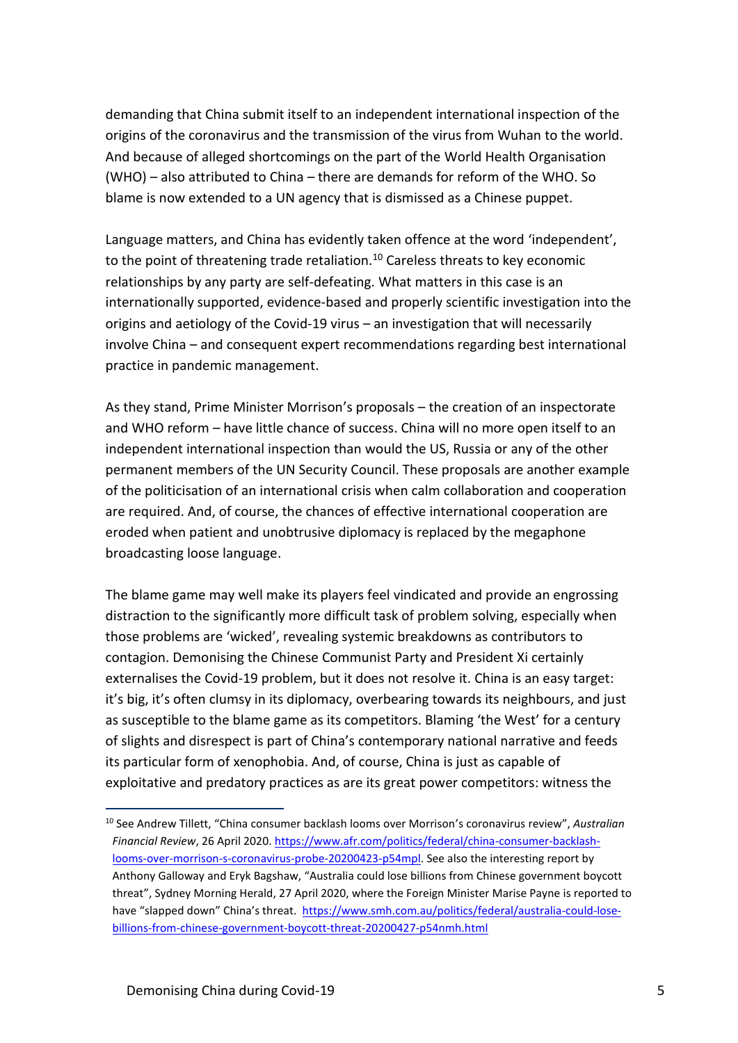demanding that China submit itself to an independent international inspection of the origins of the coronavirus and the transmission of the virus from Wuhan to the world. And because of alleged shortcomings on the part of the World Health Organisation (WHO) – also attributed to China – there are demands for reform of the WHO. So blame is now extended to a UN agency that is dismissed as a Chinese puppet.

Language matters, and China has evidently taken offence at the word 'independent', to the point of threatening trade retaliation.[10] Careless threats to key economic relationships by any party are self-defeating. What matters in this case is an internationally supported, evidence-based and properly scientific investigation into the origins and aetiology of the Covid-19 virus – an investigation that will necessarily involve China – and consequent expert recommendations regarding best international practice in pandemic management.

As they stand, Prime Minister Morrison's proposals – the creation of an inspectorate and WHO reform – have little chance of success. China will no more open itself to an independent international inspection than would the US, Russia or any of the other permanent members of the UN Security Council. These proposals are another example of the politicisation of an international crisis when calm collaboration and cooperation are required. And, of course, the chances of effective international cooperation are eroded when patient and unobtrusive diplomacy is replaced by the megaphone broadcasting loose language.

The blame game may well make its players feel vindicated and provide an engrossing distraction to the significantly more difficult task of problem solving, especially when those problems are 'wicked', revealing systemic breakdowns as contributors to contagion. Demonising the Chinese Communist Party and President Xi certainly externalises the Covid-19 problem, but it does not resolve it. China is an easy target: it's big, it's often clumsy in its diplomacy, overbearing towards its neighbours, and just as susceptible to the blame game as its competitors. Blaming 'the West' for a century of slights and disrespect is part of China's contemporary national narrative and feeds its particular form of xenophobia. And, of course, China is just as capable of exploitative and predatory practices as are its great power competitors: witness the

---

[10] See Andrew Tillett, "China consumer backlash looms over Morrison's coronavirus review", *Australian Financial Review*, 26 April 2020. https://www.afr.com/politics/federal/china-consumer-backlash-looms-over-morrison-s-coronavirus-probe-20200423-p54mpl. See also the interesting report by Anthony Galloway and Eryk Bagshaw, "Australia could lose billions from Chinese government boycott threat", Sydney Morning Herald, 27 April 2020, where the Foreign Minister Marise Payne is reported to have "slapped down" China's threat. https://www.smh.com.au/politics/federal/australia-could-lose-billions-from-chinese-government-boycott-threat-20200427-p54nmh.html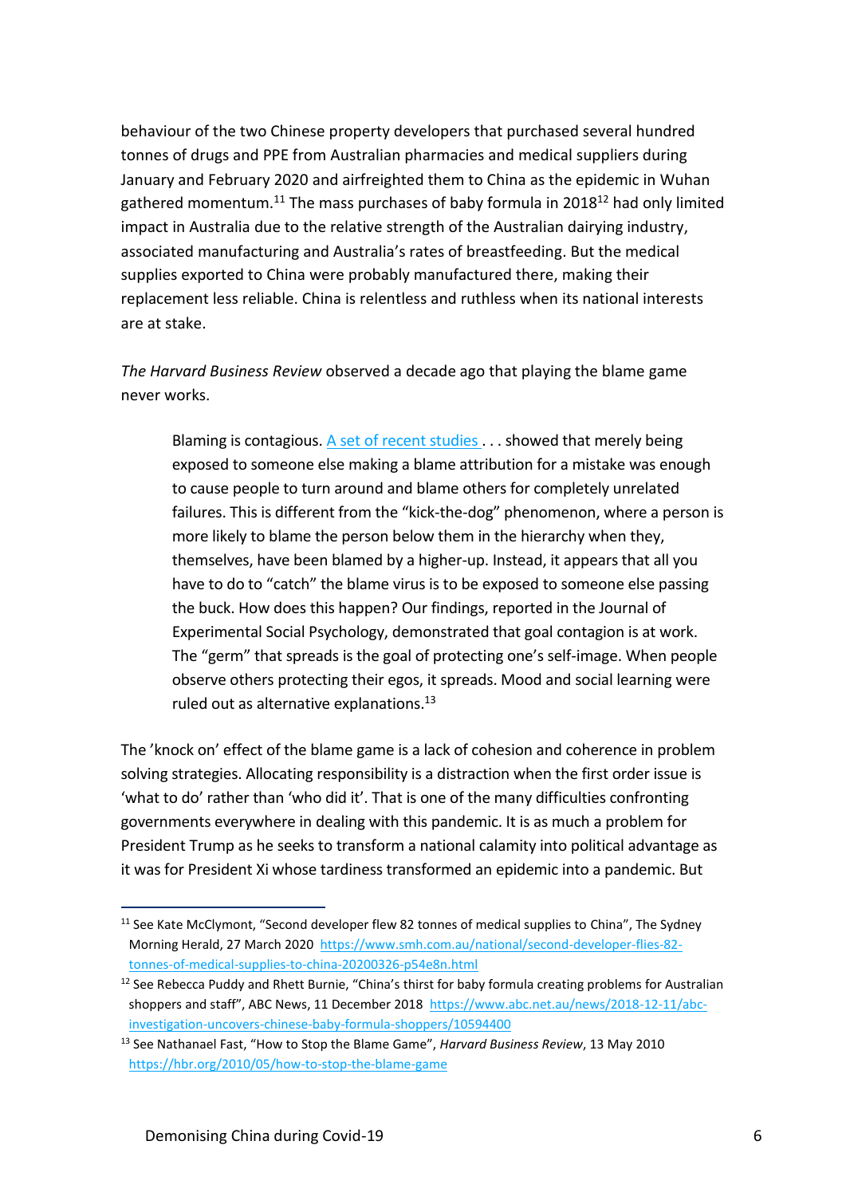behaviour of the two Chinese property developers that purchased several hundred tonnes of drugs and PPE from Australian pharmacies and medical suppliers during January and February 2020 and airfreighted them to China as the epidemic in Wuhan gathered momentum.[11] The mass purchases of baby formula in 2018[12] had only limited impact in Australia due to the relative strength of the Australian dairying industry, associated manufacturing and Australia's rates of breastfeeding. But the medical supplies exported to China were probably manufactured there, making their replacement less reliable. China is relentless and ruthless when its national interests are at stake.

*The Harvard Business Review* observed a decade ago that playing the blame game never works.

> Blaming is contagious. A set of recent studies . . . showed that merely being exposed to someone else making a blame attribution for a mistake was enough to cause people to turn around and blame others for completely unrelated failures. This is different from the "kick-the-dog" phenomenon, where a person is more likely to blame the person below them in the hierarchy when they, themselves, have been blamed by a higher-up. Instead, it appears that all you have to do to "catch" the blame virus is to be exposed to someone else passing the buck. How does this happen? Our findings, reported in the Journal of Experimental Social Psychology, demonstrated that goal contagion is at work. The "germ" that spreads is the goal of protecting one's self-image. When people observe others protecting their egos, it spreads. Mood and social learning were ruled out as alternative explanations.[13]

The 'knock on' effect of the blame game is a lack of cohesion and coherence in problem solving strategies. Allocating responsibility is a distraction when the first order issue is 'what to do' rather than 'who did it'. That is one of the many difficulties confronting governments everywhere in dealing with this pandemic. It is as much a problem for President Trump as he seeks to transform a national calamity into political advantage as it was for President Xi whose tardiness transformed an epidemic into a pandemic. But

---

[11] See Kate McClymont, "Second developer flew 82 tonnes of medical supplies to China", The Sydney Morning Herald, 27 March 2020 https://www.smh.com.au/national/second-developer-flies-82-tonnes-of-medical-supplies-to-china-20200326-p54e8n.html

[12] See Rebecca Puddy and Rhett Burnie, "China's thirst for baby formula creating problems for Australian shoppers and staff", ABC News, 11 December 2018 https://www.abc.net.au/news/2018-12-11/abc-investigation-uncovers-chinese-baby-formula-shoppers/10594400

[13] See Nathanael Fast, "How to Stop the Blame Game", *Harvard Business Review*, 13 May 2010 https://hbr.org/2010/05/how-to-stop-the-blame-game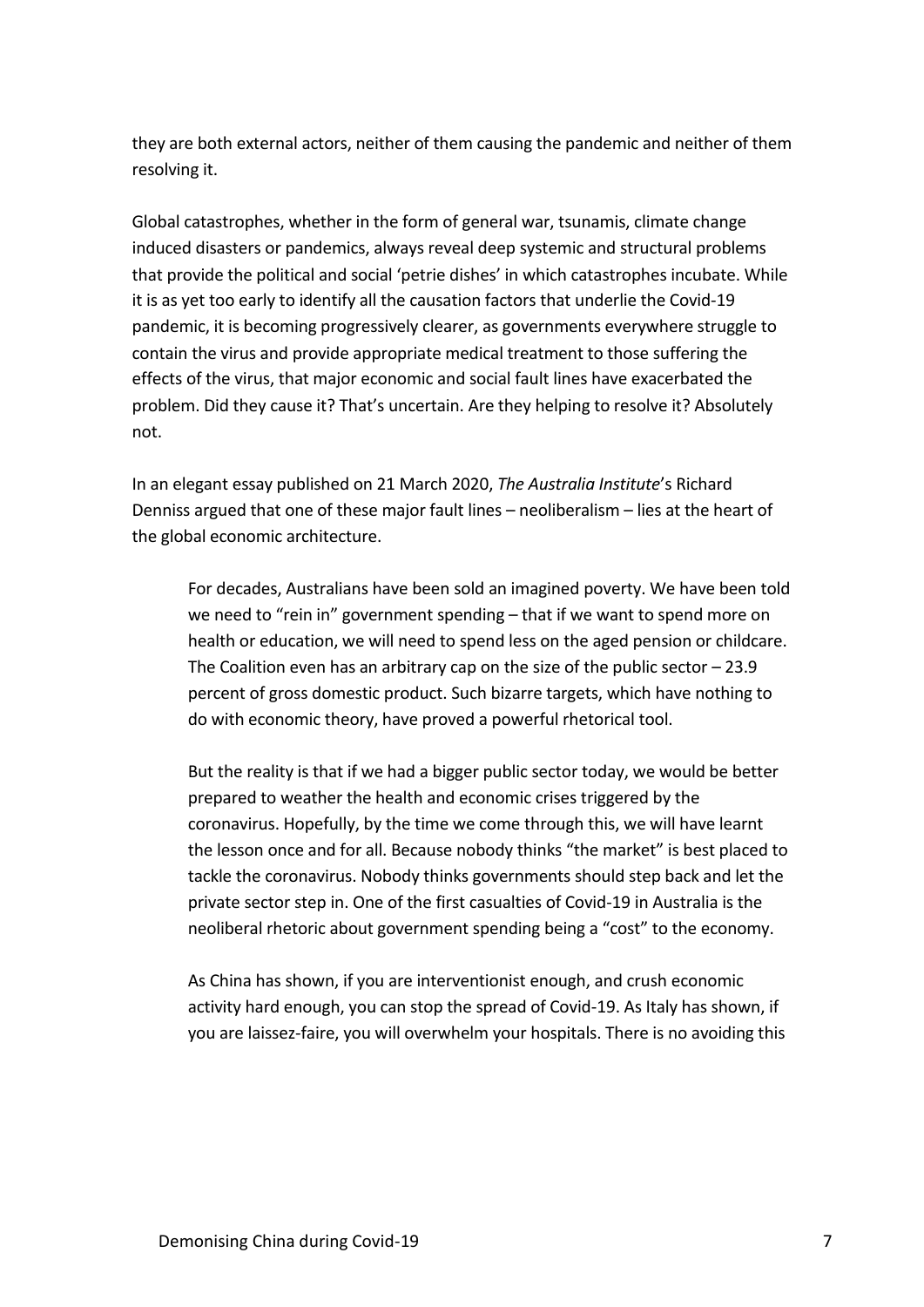they are both external actors, neither of them causing the pandemic and neither of them resolving it.

Global catastrophes, whether in the form of general war, tsunamis, climate change induced disasters or pandemics, always reveal deep systemic and structural problems that provide the political and social 'petrie dishes' in which catastrophes incubate. While it is as yet too early to identify all the causation factors that underlie the Covid-19 pandemic, it is becoming progressively clearer, as governments everywhere struggle to contain the virus and provide appropriate medical treatment to those suffering the effects of the virus, that major economic and social fault lines have exacerbated the problem. Did they cause it? That's uncertain. Are they helping to resolve it? Absolutely not.

In an elegant essay published on 21 March 2020, *The Australia Institute*'s Richard Denniss argued that one of these major fault lines – neoliberalism – lies at the heart of the global economic architecture.

> For decades, Australians have been sold an imagined poverty. We have been told we need to "rein in" government spending – that if we want to spend more on health or education, we will need to spend less on the aged pension or childcare. The Coalition even has an arbitrary cap on the size of the public sector – 23.9 percent of gross domestic product. Such bizarre targets, which have nothing to do with economic theory, have proved a powerful rhetorical tool.
>
> But the reality is that if we had a bigger public sector today, we would be better prepared to weather the health and economic crises triggered by the coronavirus. Hopefully, by the time we come through this, we will have learnt the lesson once and for all. Because nobody thinks "the market" is best placed to tackle the coronavirus. Nobody thinks governments should step back and let the private sector step in. One of the first casualties of Covid-19 in Australia is the neoliberal rhetoric about government spending being a "cost" to the economy.
>
> As China has shown, if you are interventionist enough, and crush economic activity hard enough, you can stop the spread of Covid-19. As Italy has shown, if you are laissez-faire, you will overwhelm your hospitals. There is no avoiding this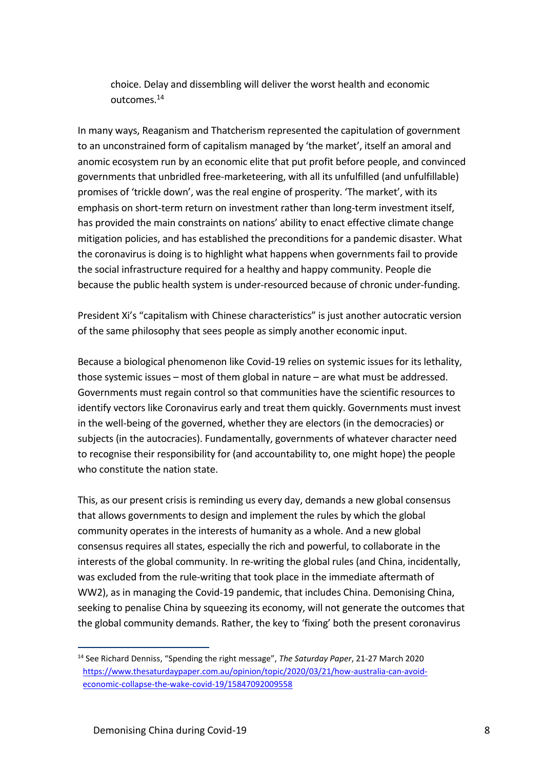choice. Delay and dissembling will deliver the worst health and economic outcomes.[14]

In many ways, Reaganism and Thatcherism represented the capitulation of government to an unconstrained form of capitalism managed by 'the market', itself an amoral and anomic ecosystem run by an economic elite that put profit before people, and convinced governments that unbridled free-marketeering, with all its unfulfilled (and unfulfillable) promises of 'trickle down', was the real engine of prosperity. 'The market', with its emphasis on short-term return on investment rather than long-term investment itself, has provided the main constraints on nations' ability to enact effective climate change mitigation policies, and has established the preconditions for a pandemic disaster. What the coronavirus is doing is to highlight what happens when governments fail to provide the social infrastructure required for a healthy and happy community. People die because the public health system is under-resourced because of chronic under-funding.

President Xi's "capitalism with Chinese characteristics" is just another autocratic version of the same philosophy that sees people as simply another economic input.

Because a biological phenomenon like Covid-19 relies on systemic issues for its lethality, those systemic issues – most of them global in nature – are what must be addressed. Governments must regain control so that communities have the scientific resources to identify vectors like Coronavirus early and treat them quickly. Governments must invest in the well-being of the governed, whether they are electors (in the democracies) or subjects (in the autocracies). Fundamentally, governments of whatever character need to recognise their responsibility for (and accountability to, one might hope) the people who constitute the nation state.

This, as our present crisis is reminding us every day, demands a new global consensus that allows governments to design and implement the rules by which the global community operates in the interests of humanity as a whole. And a new global consensus requires all states, especially the rich and powerful, to collaborate in the interests of the global community. In re-writing the global rules (and China, incidentally, was excluded from the rule-writing that took place in the immediate aftermath of WW2), as in managing the Covid-19 pandemic, that includes China. Demonising China, seeking to penalise China by squeezing its economy, will not generate the outcomes that the global community demands. Rather, the key to 'fixing' both the present coronavirus

---

[14] See Richard Denniss, "Spending the right message", *The Saturday Paper*, 21-27 March 2020 https://www.thesaturdaypaper.com.au/opinion/topic/2020/03/21/how-australia-can-avoid-economic-collapse-the-wake-covid-19/15847092009558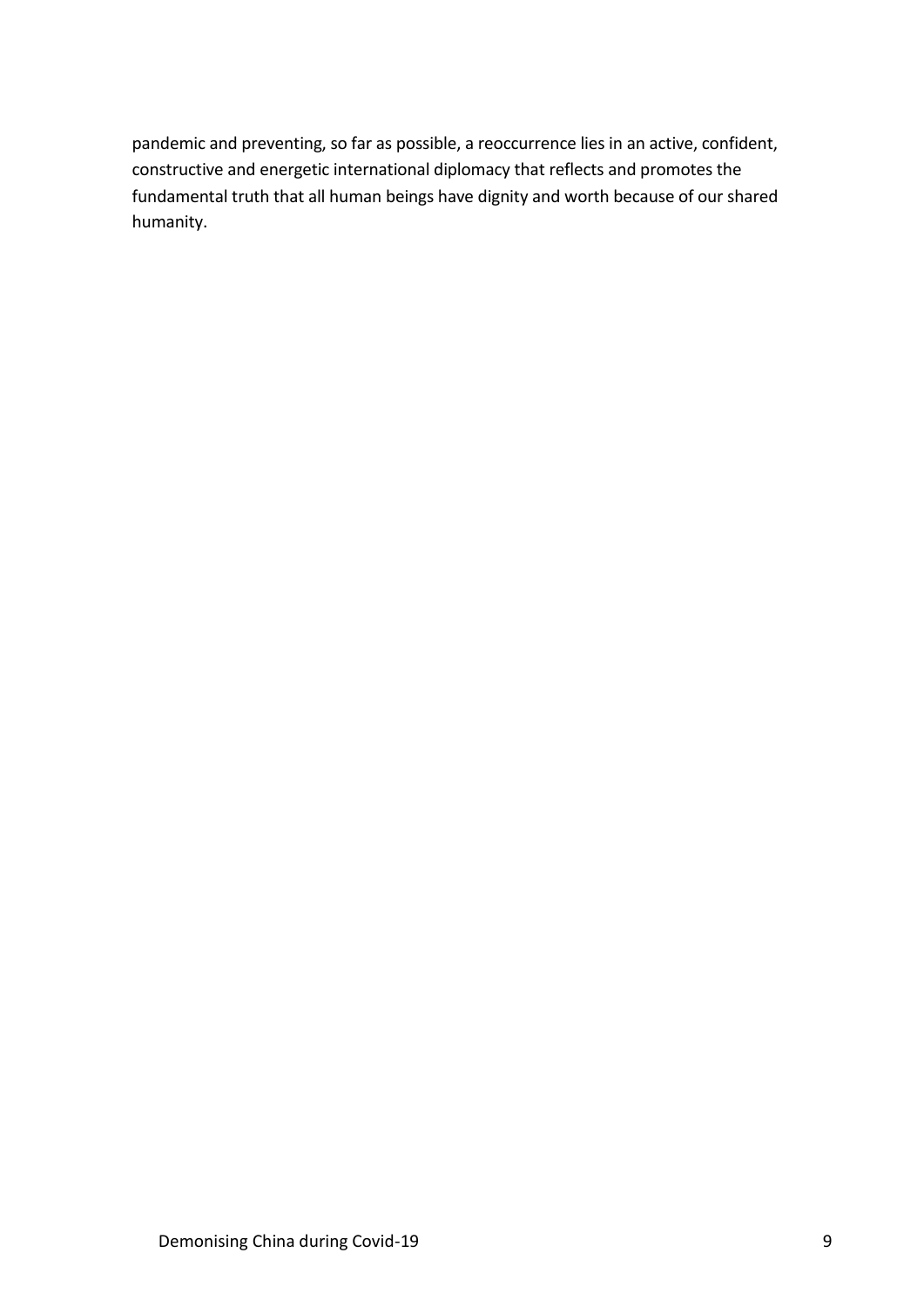pandemic and preventing, so far as possible, a reoccurrence lies in an active, confident, constructive and energetic international diplomacy that reflects and promotes the fundamental truth that all human beings have dignity and worth because of our shared humanity.